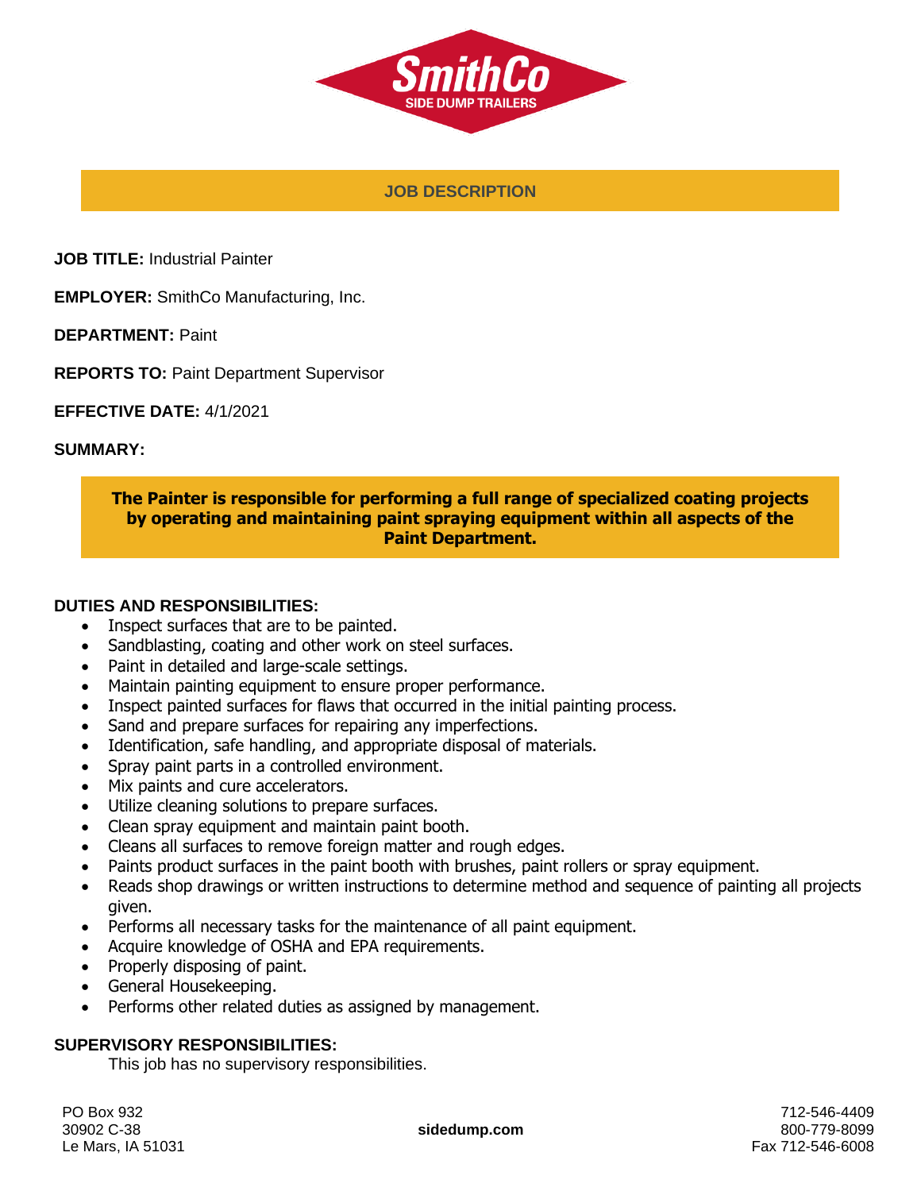SmithCo

SIDE DUMP TRAILERS

## JOB DESCRIPTION

**JOB TITLE:** Industrial Painter

**EMPLOYER:** SmithCo Manufacturing, Inc.

**DEPARTMENT:** Paint

**REPORTS TO:** Paint Department Supervisor

**EFFECTIVE DATE:** 4/1/2021

**SUMMARY:**

**The Painter is responsible for performing a full range of specialized coating projects by operating and maintaining paint spraying equipment within all aspects of the Paint Department.**

**DUTIES AND RESPONSIBILITIES:**

- Inspect surfaces that are to be painted.
- Sandblasting, coating and other work on steel surfaces.
- Paint in detailed and large-scale settings.
- Maintain painting equipment to ensure proper performance.
- Inspect painted surfaces for flaws that occurred in the initial painting process.
- Sand and prepare surfaces for repairing any imperfections.
- Identification, safe handling, and appropriate disposal of materials.
- Spray paint parts in a controlled environment.
- Mix paints and cure accelerators.
- Utilize cleaning solutions to prepare surfaces.
- Clean spray equipment and maintain paint booth.
- Cleans all surfaces to remove foreign matter and rough edges.
- Paints product surfaces in the paint booth with brushes, paint rollers or spray equipment.
- Reads shop drawings or written instructions to determine method and sequence of painting all projects given.
- Performs all necessary tasks for the maintenance of all paint equipment.
- Acquire knowledge of OSHA and EPA requirements.
- Properly disposing of paint.
- General Housekeeping.
- Performs other related duties as assigned by management.

**SUPERVISORY RESPONSIBILITIES:**

This job has no supervisory responsibilities.

PO Box 932
30902 C-38
Le Mars, IA 51031

**sidedump.com**

712-546-4409
800-779-8099
Fax 712-546-6008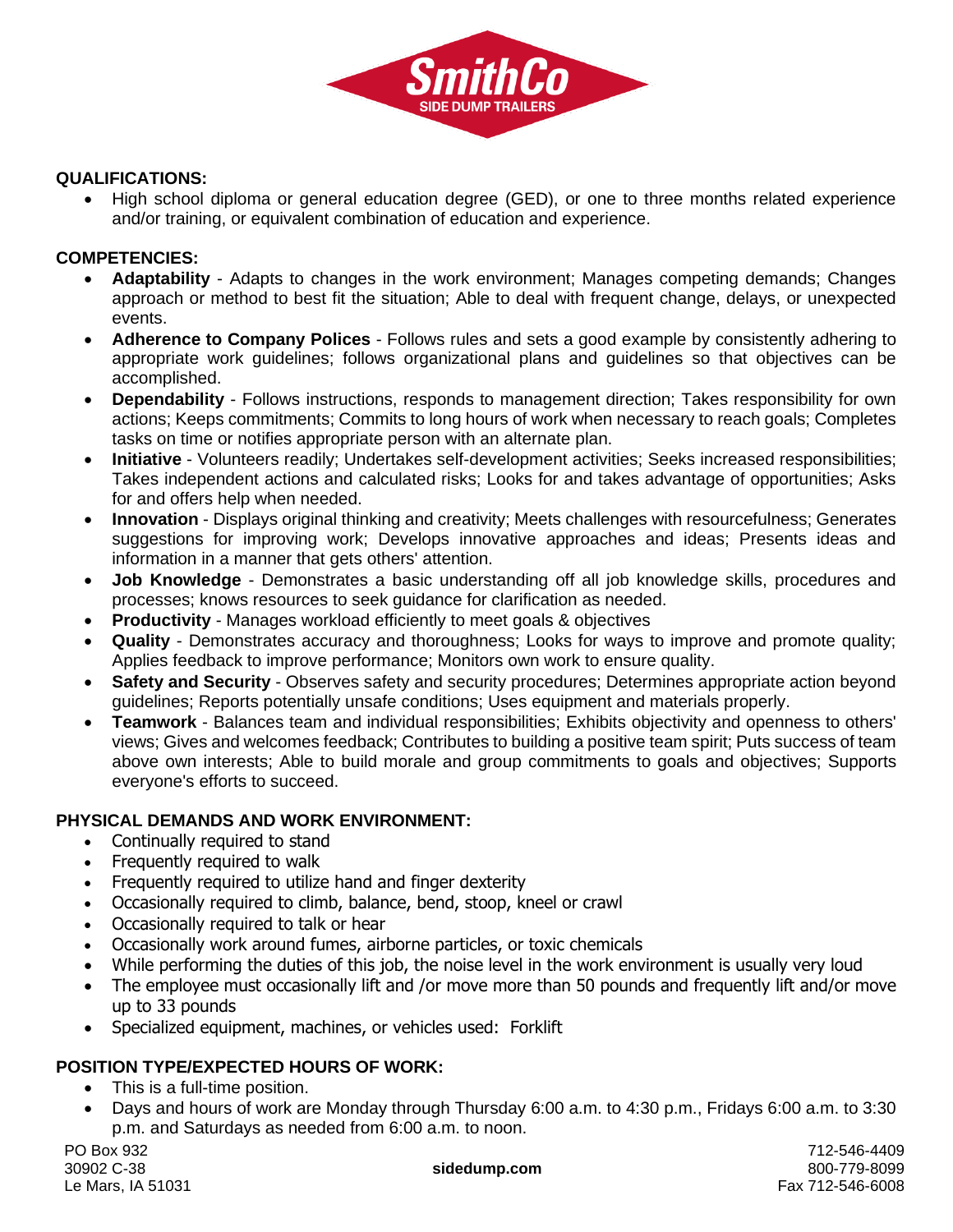**QUALIFICATIONS:**

- High school diploma or general education degree (GED), or one to three months related experience and/or training, or equivalent combination of education and experience.

**COMPETENCIES:**

- **Adaptability** - Adapts to changes in the work environment; Manages competing demands; Changes approach or method to best fit the situation; Able to deal with frequent change, delays, or unexpected events.
- **Adherence to Company Polices** - Follows rules and sets a good example by consistently adhering to appropriate work guidelines; follows organizational plans and guidelines so that objectives can be accomplished.
- **Dependability** - Follows instructions, responds to management direction; Takes responsibility for own actions; Keeps commitments; Commits to long hours of work when necessary to reach goals; Completes tasks on time or notifies appropriate person with an alternate plan.
- **Initiative** - Volunteers readily; Undertakes self-development activities; Seeks increased responsibilities; Takes independent actions and calculated risks; Looks for and takes advantage of opportunities; Asks for and offers help when needed.
- **Innovation** - Displays original thinking and creativity; Meets challenges with resourcefulness; Generates suggestions for improving work; Develops innovative approaches and ideas; Presents ideas and information in a manner that gets others' attention.
- **Job Knowledge** - Demonstrates a basic understanding off all job knowledge skills, procedures and processes; knows resources to seek guidance for clarification as needed.
- **Productivity** - Manages workload efficiently to meet goals & objectives
- **Quality** - Demonstrates accuracy and thoroughness; Looks for ways to improve and promote quality; Applies feedback to improve performance; Monitors own work to ensure quality.
- **Safety and Security** - Observes safety and security procedures; Determines appropriate action beyond guidelines; Reports potentially unsafe conditions; Uses equipment and materials properly.
- **Teamwork** - Balances team and individual responsibilities; Exhibits objectivity and openness to others' views; Gives and welcomes feedback; Contributes to building a positive team spirit; Puts success of team above own interests; Able to build morale and group commitments to goals and objectives; Supports everyone's efforts to succeed.

**PHYSICAL DEMANDS AND WORK ENVIRONMENT:**

- Continually required to stand
- Frequently required to walk
- Frequently required to utilize hand and finger dexterity
- Occasionally required to climb, balance, bend, stoop, kneel or crawl
- Occasionally required to talk or hear
- Occasionally work around fumes, airborne particles, or toxic chemicals
- While performing the duties of this job, the noise level in the work environment is usually very loud
- The employee must occasionally lift and /or move more than 50 pounds and frequently lift and/or move up to 33 pounds
- Specialized equipment, machines, or vehicles used: Forklift

**POSITION TYPE/EXPECTED HOURS OF WORK:**

- This is a full-time position.
- Days and hours of work are Monday through Thursday 6:00 a.m. to 4:30 p.m., Fridays 6:00 a.m. to 3:30 p.m. and Saturdays as needed from 6:00 a.m. to noon.